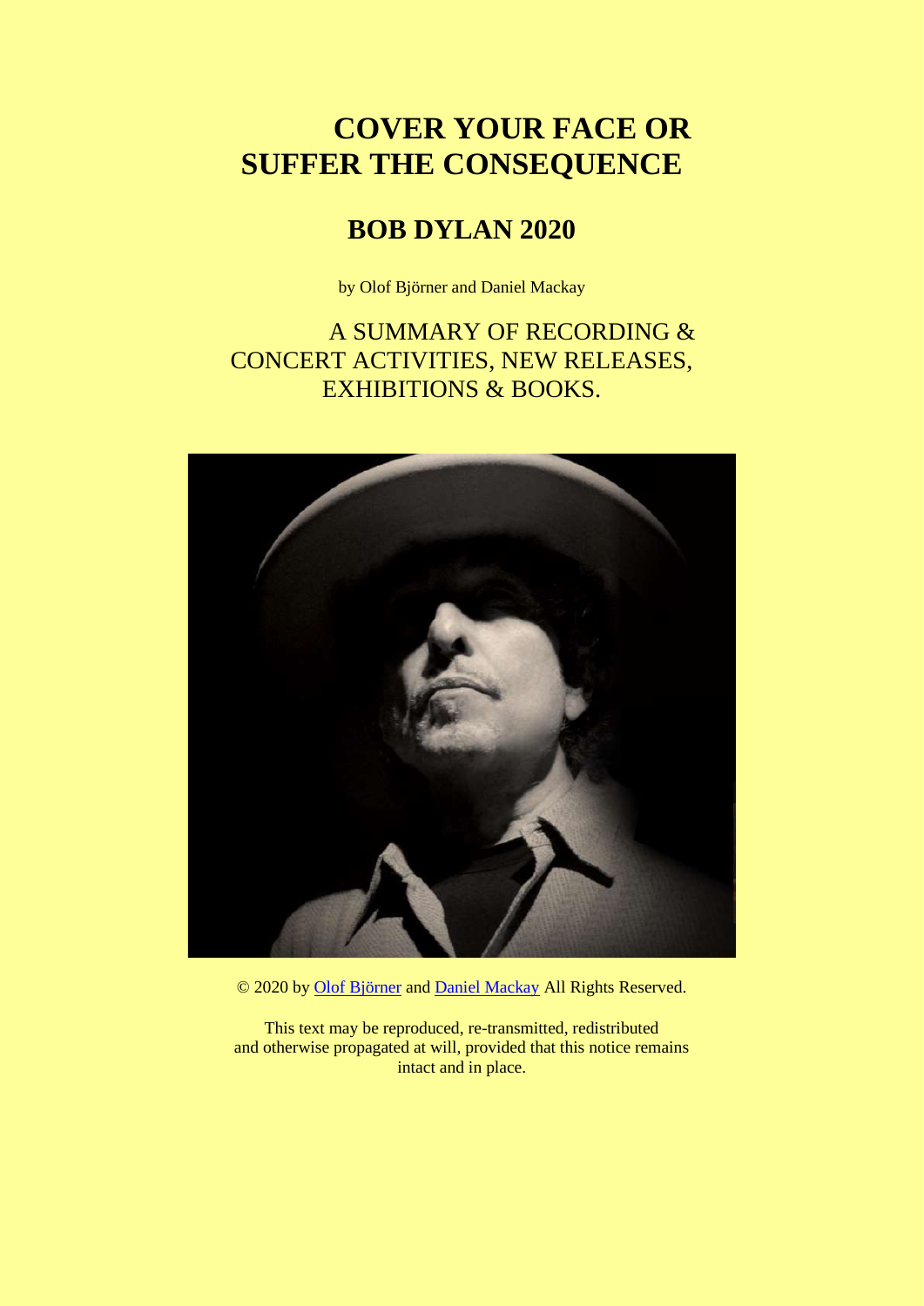# COVER YOUR FACE OR SUFFER THE CONSEQUENCE

## BOB DYLAN 2020

by Olof Björner and Daniel Mackay

A SUMMARY OF RECORDING & CONCERT ACTIVITIES, NEW RELEASES, EXHIBITIONS & BOOKS.

© 2020 by Olof Björner and Daniel Mackay All Rights Reserved.

This text may be reproduced, re-transmitted, redistributed and otherwise propagated at will, provided that this notice remains intact and in place.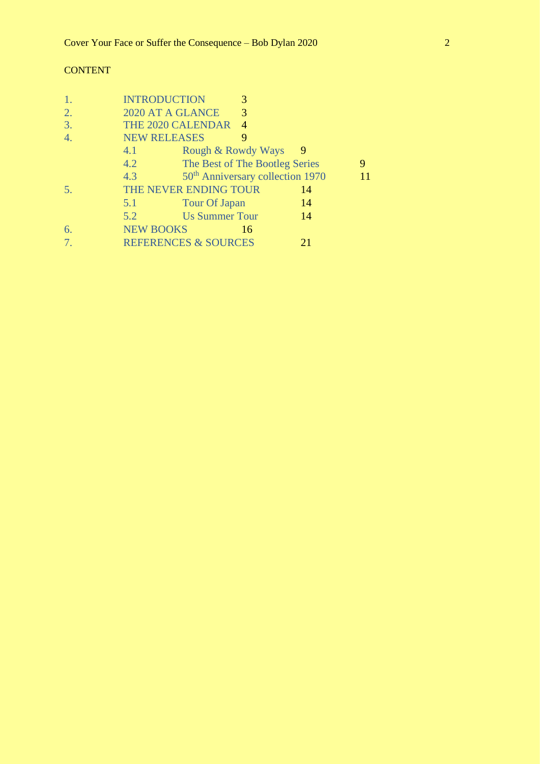CONTENT

1. INTRODUCTION 3
2. 2020 AT A GLANCE 3
3. THE 2020 CALENDAR 4
4. NEW RELEASES 9
   - 4.1 Rough & Rowdy Ways 9
   - 4.2 The Best of The Bootleg Series 9
   - 4.3 50th Anniversary collection 1970 11
5. THE NEVER ENDING TOUR 14
   - 5.1 Tour Of Japan 14
   - 5.2 Us Summer Tour 14
6. NEW BOOKS 16
7. REFERENCES & SOURCES 21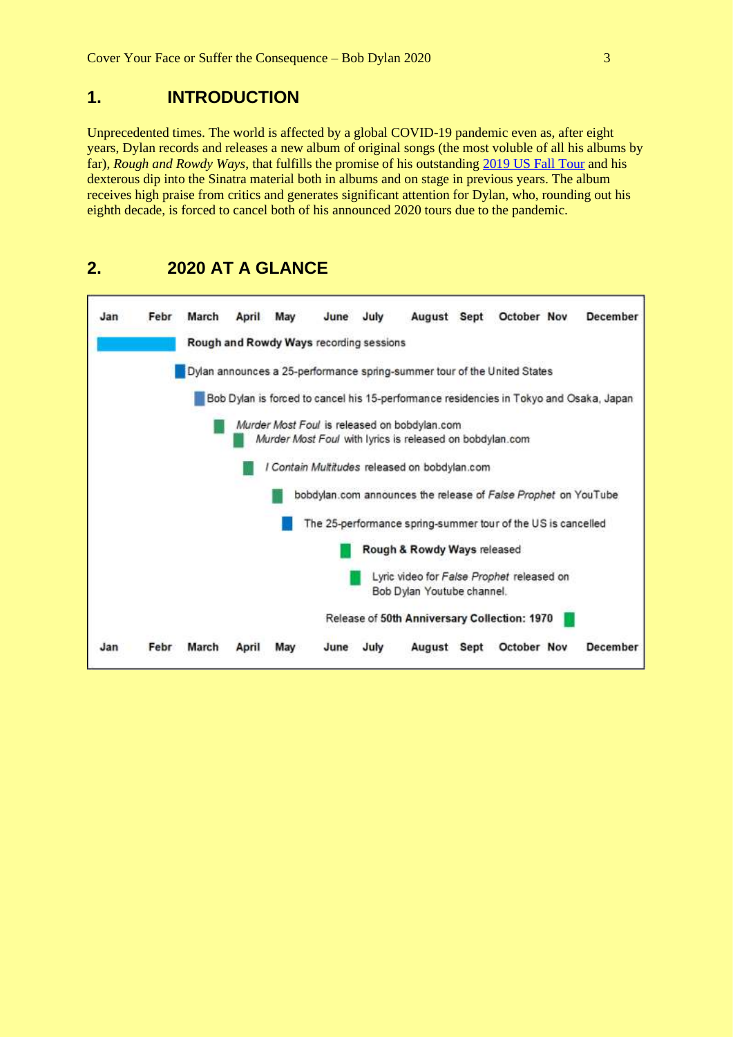# 1. INTRODUCTION

Unprecedented times. The world is affected by a global COVID-19 pandemic even as, after eight years, Dylan records and releases a new album of original songs (the most voluble of all his albums by far), *Rough and Rowdy Ways*, that fulfills the promise of his outstanding [2019 US Fall Tour](2019 US Fall Tour) and his dexterous dip into the Sinatra material both in albums and on stage in previous years. The album receives high praise from critics and generates significant attention for Dylan, who, rounding out his eighth decade, is forced to cancel both of his announced 2020 tours due to the pandemic.

# 2. 2020 AT A GLANCE

| Jan | Febr | March | April | May | June | July | August | Sept | October | Nov | December |
|---|---|---|---|---|---|---|---|---|---|---|---|
| **Rough and Rowdy Ways** recording sessions | | | | | | | | | | | |
| | | Dylan announces a 25-performance spring-summer tour of the United States | | | | | | | | | |
| | | Bob Dylan is forced to cancel his 15-performance residencies in Tokyo and Osaka, Japan | | | | | | | | | |
| | | *Murder Most Foul* is released on bobdylan.com | | | | | | | | | |
| | | | *Murder Most Foul* with lyrics is released on bobdylan.com | | | | | | | | |
| | | | *I Contain Multitudes* released on bobdylan.com | | | | | | | | |
| | | | | bobdylan.com announces the release of *False Prophet* on YouTube | | | | | | | |
| | | | | The 25-performance spring-summer tour of the US is cancelled | | | | | | | |
| | | | | | **Rough & Rowdy Ways** released | | | | | | |
| | | | | | Lyric video for *False Prophet* released on Bob Dylan Youtube channel. | | | | | | |
| | | | | | | | | | | Release of **50th Anniversary Collection: 1970** | |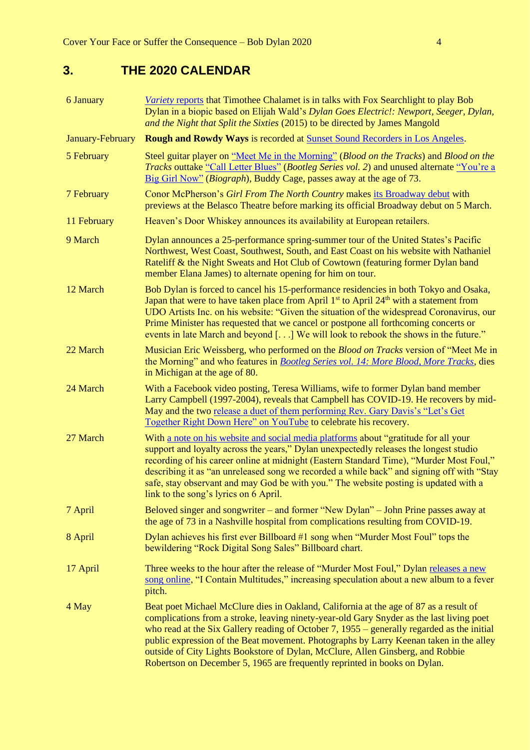## 3. THE 2020 CALENDAR

| | |
|---|---|
| 6 January | *Variety* reports that Timothee Chalamet is in talks with Fox Searchlight to play Bob Dylan in a biopic based on Elijah Wald's *Dylan Goes Electric!: Newport, Seeger, Dylan, and the Night that Split the Sixties* (2015) to be directed by James Mangold |
| January-February | **Rough and Rowdy Ways** is recorded at Sunset Sound Recorders in Los Angeles. |
| 5 February | Steel guitar player on "Meet Me in the Morning" (*Blood on the Tracks*) and *Blood on the Tracks* outtake "Call Letter Blues" (*Bootleg Series vol. 2*) and unused alternate "You're a Big Girl Now" (*Biograph*), Buddy Cage, passes away at the age of 73. |
| 7 February | Conor McPherson's *Girl From The North Country* makes its Broadway debut with previews at the Belasco Theatre before marking its official Broadway debut on 5 March. |
| 11 February | Heaven's Door Whiskey announces its availability at European retailers. |
| 9 March | Dylan announces a 25-performance spring-summer tour of the United States's Pacific Northwest, West Coast, Southwest, South, and East Coast on his website with Nathaniel Rateliff & the Night Sweats and Hot Club of Cowtown (featuring former Dylan band member Elana James) to alternate opening for him on tour. |
| 12 March | Bob Dylan is forced to cancel his 15-performance residencies in both Tokyo and Osaka, Japan that were to have taken place from April 1st to April 24th with a statement from UDO Artists Inc. on his website: "Given the situation of the widespread Coronavirus, our Prime Minister has requested that we cancel or postpone all forthcoming concerts or events in late March and beyond [. . .] We will look to rebook the shows in the future." |
| 22 March | Musician Eric Weissberg, who performed on the *Blood on Tracks* version of "Meet Me in the Morning" and who features in *Bootleg Series vol. 14: More Blood, More Tracks*, dies in Michigan at the age of 80. |
| 24 March | With a Facebook video posting, Teresa Williams, wife to former Dylan band member Larry Campbell (1997-2004), reveals that Campbell has COVID-19. He recovers by mid-May and the two release a duet of them performing Rev. Gary Davis's "Let's Get Together Right Down Here" on YouTube to celebrate his recovery. |
| 27 March | With a note on his website and social media platforms about "gratitude for all your support and loyalty across the years," Dylan unexpectedly releases the longest studio recording of his career online at midnight (Eastern Standard Time), "Murder Most Foul," describing it as "an unreleased song we recorded a while back" and signing off with "Stay safe, stay observant and may God be with you." The website posting is updated with a link to the song's lyrics on 6 April. |
| 7 April | Beloved singer and songwriter – and former "New Dylan" – John Prine passes away at the age of 73 in a Nashville hospital from complications resulting from COVID-19. |
| 8 April | Dylan achieves his first ever Billboard #1 song when "Murder Most Foul" tops the bewildering "Rock Digital Song Sales" Billboard chart. |
| 17 April | Three weeks to the hour after the release of "Murder Most Foul," Dylan releases a new song online, "I Contain Multitudes," increasing speculation about a new album to a fever pitch. |
| 4 May | Beat poet Michael McClure dies in Oakland, California at the age of 87 as a result of complications from a stroke, leaving ninety-year-old Gary Snyder as the last living poet who read at the Six Gallery reading of October 7, 1955 – generally regarded as the initial public expression of the Beat movement. Photographs by Larry Keenan taken in the alley outside of City Lights Bookstore of Dylan, McClure, Allen Ginsberg, and Robbie Robertson on December 5, 1965 are frequently reprinted in books on Dylan. |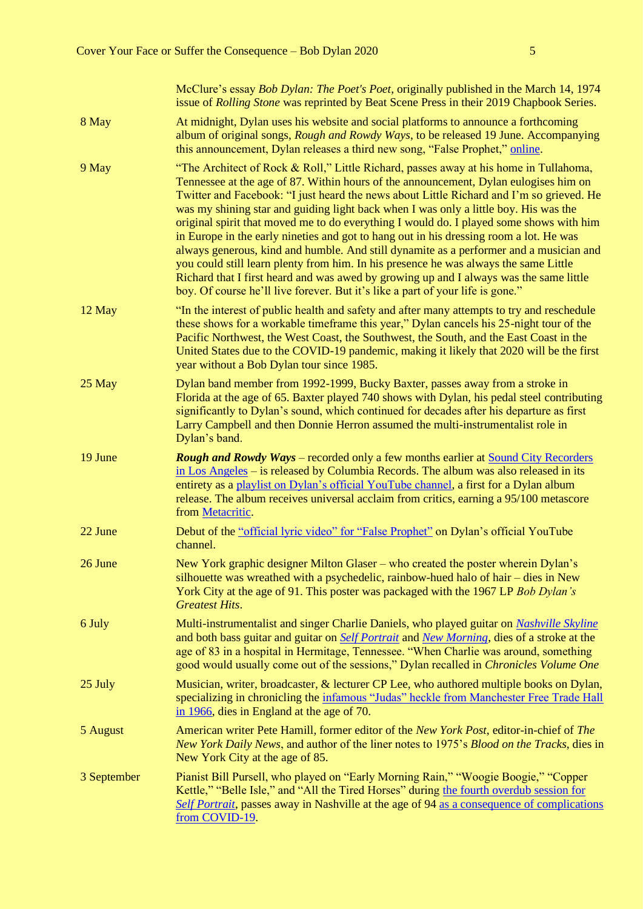| | |
|---|---|
| | McClure's essay *Bob Dylan: The Poet's Poet*, originally published in the March 14, 1974 issue of *Rolling Stone* was reprinted by Beat Scene Press in their 2019 Chapbook Series. |
| 8 May | At midnight, Dylan uses his website and social platforms to announce a forthcoming album of original songs, *Rough and Rowdy Ways*, to be released 19 June. Accompanying this announcement, Dylan releases a third new song, "False Prophet," online. |
| 9 May | "The Architect of Rock & Roll," Little Richard, passes away at his home in Tullahoma, Tennessee at the age of 87. Within hours of the announcement, Dylan eulogises him on Twitter and Facebook: "I just heard the news about Little Richard and I'm so grieved. He was my shining star and guiding light back when I was only a little boy. His was the original spirit that moved me to do everything I would do. I played some shows with him in Europe in the early nineties and got to hang out in his dressing room a lot. He was always generous, kind and humble. And still dynamite as a performer and a musician and you could still learn plenty from him. In his presence he was always the same Little Richard that I first heard and was awed by growing up and I always was the same little boy. Of course he'll live forever. But it's like a part of your life is gone." |
| 12 May | "In the interest of public health and safety and after many attempts to try and reschedule these shows for a workable timeframe this year," Dylan cancels his 25-night tour of the Pacific Northwest, the West Coast, the Southwest, the South, and the East Coast in the United States due to the COVID-19 pandemic, making it likely that 2020 will be the first year without a Bob Dylan tour since 1985. |
| 25 May | Dylan band member from 1992-1999, Bucky Baxter, passes away from a stroke in Florida at the age of 65. Baxter played 740 shows with Dylan, his pedal steel contributing significantly to Dylan's sound, which continued for decades after his departure as first Larry Campbell and then Donnie Herron assumed the multi-instrumentalist role in Dylan's band. |
| 19 June | ***Rough and Rowdy Ways*** – recorded only a few months earlier at Sound City Recorders in Los Angeles – is released by Columbia Records. The album was also released in its entirety as a playlist on Dylan's official YouTube channel, a first for a Dylan album release. The album receives universal acclaim from critics, earning a 95/100 metascore from Metacritic. |
| 22 June | Debut of the "official lyric video" for "False Prophet" on Dylan's official YouTube channel. |
| 26 June | New York graphic designer Milton Glaser – who created the poster wherein Dylan's silhouette was wreathed with a psychedelic, rainbow-hued halo of hair – dies in New York City at the age of 91. This poster was packaged with the 1967 LP *Bob Dylan's Greatest Hits*. |
| 6 July | Multi-instrumentalist and singer Charlie Daniels, who played guitar on *Nashville Skyline* and both bass guitar and guitar on *Self Portrait* and *New Morning*, dies of a stroke at the age of 83 in a hospital in Hermitage, Tennessee. "When Charlie was around, something good would usually come out of the sessions," Dylan recalled in *Chronicles Volume One* |
| 25 July | Musician, writer, broadcaster, & lecturer CP Lee, who authored multiple books on Dylan, specializing in chronicling the infamous "Judas" heckle from Manchester Free Trade Hall in 1966, dies in England at the age of 70. |
| 5 August | American writer Pete Hamill, former editor of the *New York Post*, editor-in-chief of *The New York Daily News*, and author of the liner notes to 1975's *Blood on the Tracks*, dies in New York City at the age of 85. |
| 3 September | Pianist Bill Pursell, who played on "Early Morning Rain," "Woogie Boogie," "Copper Kettle," "Belle Isle," and "All the Tired Horses" during the fourth overdub session for *Self Portrait*, passes away in Nashville at the age of 94 as a consequence of complications from COVID-19. |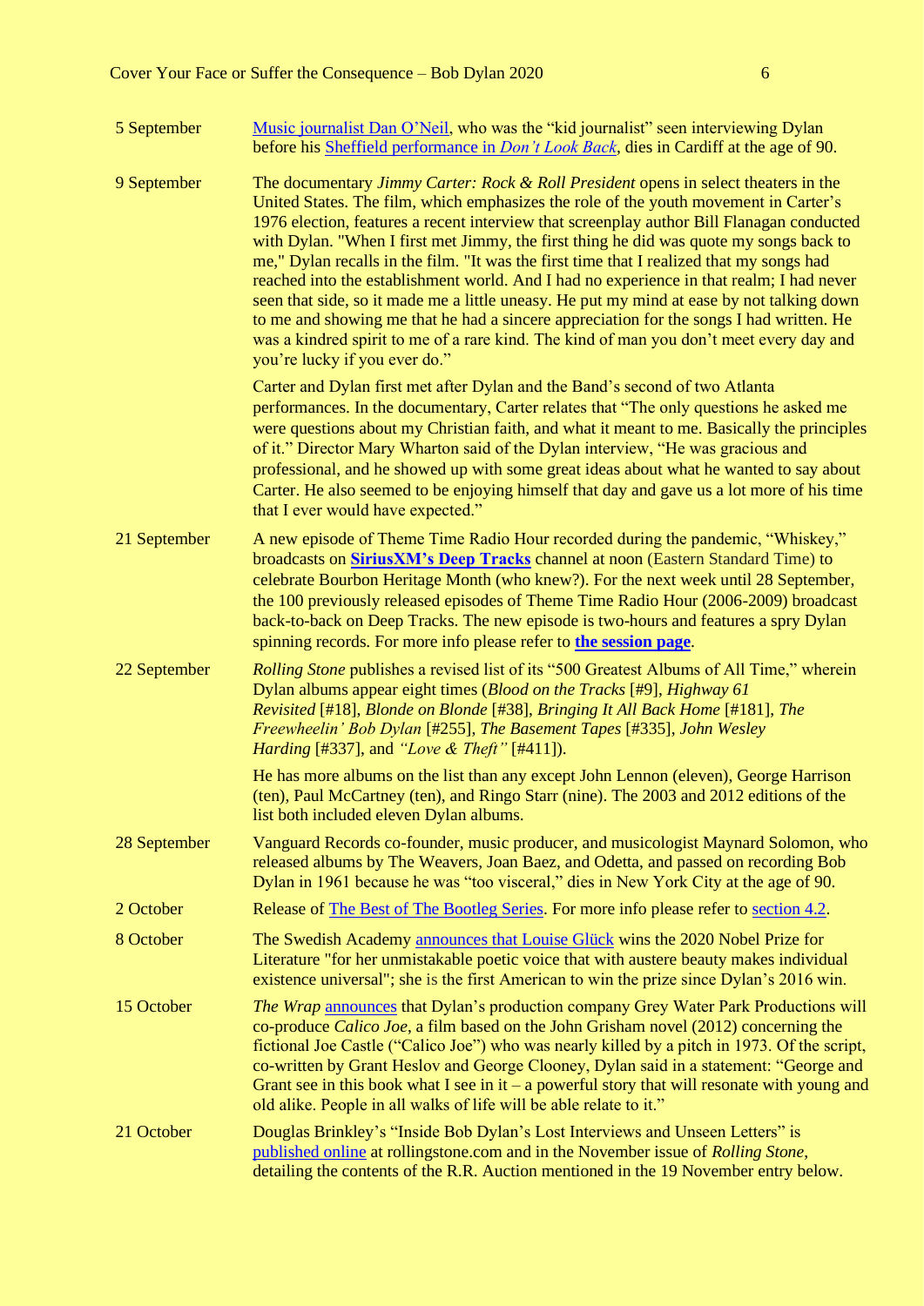| | |
|---|---|
| 5 September | Music journalist Dan O'Neil, who was the "kid journalist" seen interviewing Dylan before his Sheffield performance in *Don't Look Back*, dies in Cardiff at the age of 90. |
| 9 September | The documentary *Jimmy Carter: Rock & Roll President* opens in select theaters in the United States. The film, which emphasizes the role of the youth movement in Carter's 1976 election, features a recent interview that screenplay author Bill Flanagan conducted with Dylan. "When I first met Jimmy, the first thing he did was quote my songs back to me," Dylan recalls in the film. "It was the first time that I realized that my songs had reached into the establishment world. And I had no experience in that realm; I had never seen that side, so it made me a little uneasy. He put my mind at ease by not talking down to me and showing me that he had a sincere appreciation for the songs I had written. He was a kindred spirit to me of a rare kind. The kind of man you don't meet every day and you're lucky if you ever do." <br><br> Carter and Dylan first met after Dylan and the Band's second of two Atlanta performances. In the documentary, Carter relates that "The only questions he asked me were questions about my Christian faith, and what it meant to me. Basically the principles of it." Director Mary Wharton said of the Dylan interview, "He was gracious and professional, and he showed up with some great ideas about what he wanted to say about Carter. He also seemed to be enjoying himself that day and gave us a lot more of his time that I ever would have expected." |
| 21 September | A new episode of Theme Time Radio Hour recorded during the pandemic, "Whiskey," broadcasts on **SiriusXM's Deep Tracks** channel at noon (Eastern Standard Time) to celebrate Bourbon Heritage Month (who knew?). For the next week until 28 September, the 100 previously released episodes of Theme Time Radio Hour (2006-2009) broadcast back-to-back on Deep Tracks. The new episode is two-hours and features a spry Dylan spinning records. For more info please refer to **the session page**. |
| 22 September | *Rolling Stone* publishes a revised list of its "500 Greatest Albums of All Time," wherein Dylan albums appear eight times (*Blood on the Tracks* [#9], *Highway 61 Revisited* [#18], *Blonde on Blonde* [#38], *Bringing It All Back Home* [#181], *The Freewheelin' Bob Dylan* [#255], *The Basement Tapes* [#335], *John Wesley Harding* [#337], and *"Love & Theft"* [#411]). <br><br> He has more albums on the list than any except John Lennon (eleven), George Harrison (ten), Paul McCartney (ten), and Ringo Starr (nine). The 2003 and 2012 editions of the list both included eleven Dylan albums. |
| 28 September | Vanguard Records co-founder, music producer, and musicologist Maynard Solomon, who released albums by The Weavers, Joan Baez, and Odetta, and passed on recording Bob Dylan in 1961 because he was "too visceral," dies in New York City at the age of 90. |
| 2 October | Release of The Best of The Bootleg Series. For more info please refer to section 4.2. |
| 8 October | The Swedish Academy announces that Louise Glück wins the 2020 Nobel Prize for Literature "for her unmistakable poetic voice that with austere beauty makes individual existence universal"; she is the first American to win the prize since Dylan's 2016 win. |
| 15 October | *The Wrap* announces that Dylan's production company Grey Water Park Productions will co-produce *Calico Joe*, a film based on the John Grisham novel (2012) concerning the fictional Joe Castle ("Calico Joe") who was nearly killed by a pitch in 1973. Of the script, co-written by Grant Heslov and George Clooney, Dylan said in a statement: "George and Grant see in this book what I see in it – a powerful story that will resonate with young and old alike. People in all walks of life will be able relate to it." |
| 21 October | Douglas Brinkley's "Inside Bob Dylan's Lost Interviews and Unseen Letters" is published online at rollingstone.com and in the November issue of *Rolling Stone*, detailing the contents of the R.R. Auction mentioned in the 19 November entry below. |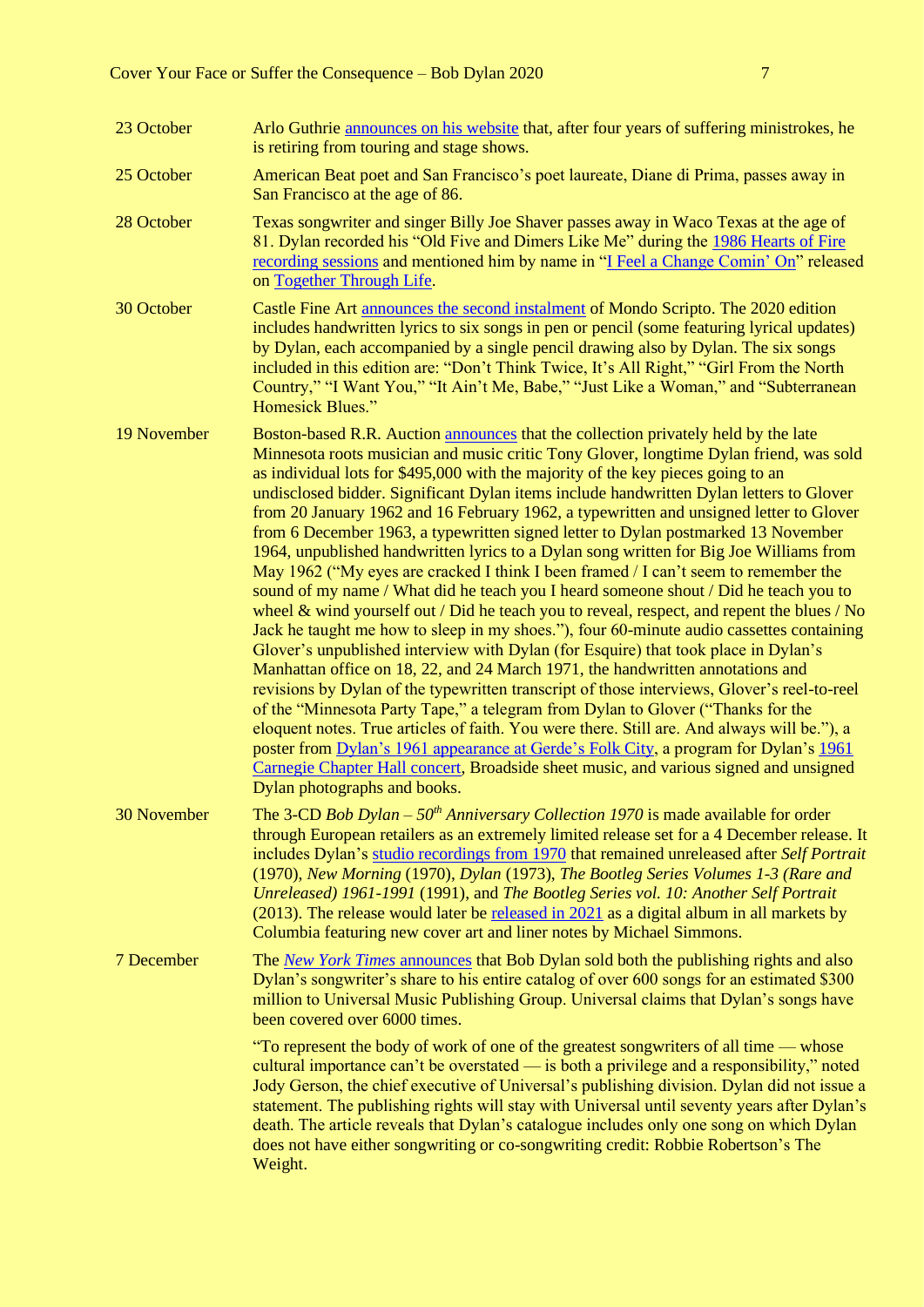| | |
|---|---|
| 23 October | Arlo Guthrie announces on his website that, after four years of suffering ministrokes, he is retiring from touring and stage shows. |
| 25 October | American Beat poet and San Francisco's poet laureate, Diane di Prima, passes away in San Francisco at the age of 86. |
| 28 October | Texas songwriter and singer Billy Joe Shaver passes away in Waco Texas at the age of 81. Dylan recorded his "Old Five and Dimers Like Me" during the 1986 Hearts of Fire recording sessions and mentioned him by name in "I Feel a Change Comin' On" released on Together Through Life. |
| 30 October | Castle Fine Art announces the second instalment of Mondo Scripto. The 2020 edition includes handwritten lyrics to six songs in pen or pencil (some featuring lyrical updates) by Dylan, each accompanied by a single pencil drawing also by Dylan. The six songs included in this edition are: "Don't Think Twice, It's All Right," "Girl From the North Country," "I Want You," "It Ain't Me, Babe," "Just Like a Woman," and "Subterranean Homesick Blues." |
| 19 November | Boston-based R.R. Auction announces that the collection privately held by the late Minnesota roots musician and music critic Tony Glover, longtime Dylan friend, was sold as individual lots for $495,000 with the majority of the key pieces going to an undisclosed bidder. Significant Dylan items include handwritten Dylan letters to Glover from 20 January 1962 and 16 February 1962, a typewritten and unsigned letter to Glover from 6 December 1963, a typewritten signed letter to Dylan postmarked 13 November 1964, unpublished handwritten lyrics to a Dylan song written for Big Joe Williams from May 1962 ("My eyes are cracked I think I been framed / I can't seem to remember the sound of my name / What did he teach you I heard someone shout / Did he teach you to wheel & wind yourself out / Did he teach you to reveal, respect, and repent the blues / No Jack he taught me how to sleep in my shoes."), four 60-minute audio cassettes containing Glover's unpublished interview with Dylan (for Esquire) that took place in Dylan's Manhattan office on 18, 22, and 24 March 1971, the handwritten annotations and revisions by Dylan of the typewritten transcript of those interviews, Glover's reel-to-reel of the "Minnesota Party Tape," a telegram from Dylan to Glover ("Thanks for the eloquent notes. True articles of faith. You were there. Still are. And always will be."), a poster from Dylan's 1961 appearance at Gerde's Folk City, a program for Dylan's 1961 Carnegie Chapter Hall concert, Broadside sheet music, and various signed and unsigned Dylan photographs and books. |
| 30 November | The 3-CD *Bob Dylan – 50th Anniversary Collection 1970* is made available for order through European retailers as an extremely limited release set for a 4 December release. It includes Dylan's studio recordings from 1970 that remained unreleased after *Self Portrait* (1970), *New Morning* (1970), *Dylan* (1973), *The Bootleg Series Volumes 1-3 (Rare and Unreleased) 1961-1991* (1991), and *The Bootleg Series vol. 10: Another Self Portrait* (2013). The release would later be released in 2021 as a digital album in all markets by Columbia featuring new cover art and liner notes by Michael Simmons. |
| 7 December | The *New York Times* announces that Bob Dylan sold both the publishing rights and also Dylan's songwriter's share to his entire catalog of over 600 songs for an estimated $300 million to Universal Music Publishing Group. Universal claims that Dylan's songs have been covered over 6000 times.<br><br>"To represent the body of work of one of the greatest songwriters of all time — whose cultural importance can't be overstated — is both a privilege and a responsibility," noted Jody Gerson, the chief executive of Universal's publishing division. Dylan did not issue a statement. The publishing rights will stay with Universal until seventy years after Dylan's death. The article reveals that Dylan's catalogue includes only one song on which Dylan does not have either songwriting or co-songwriting credit: Robbie Robertson's The Weight. |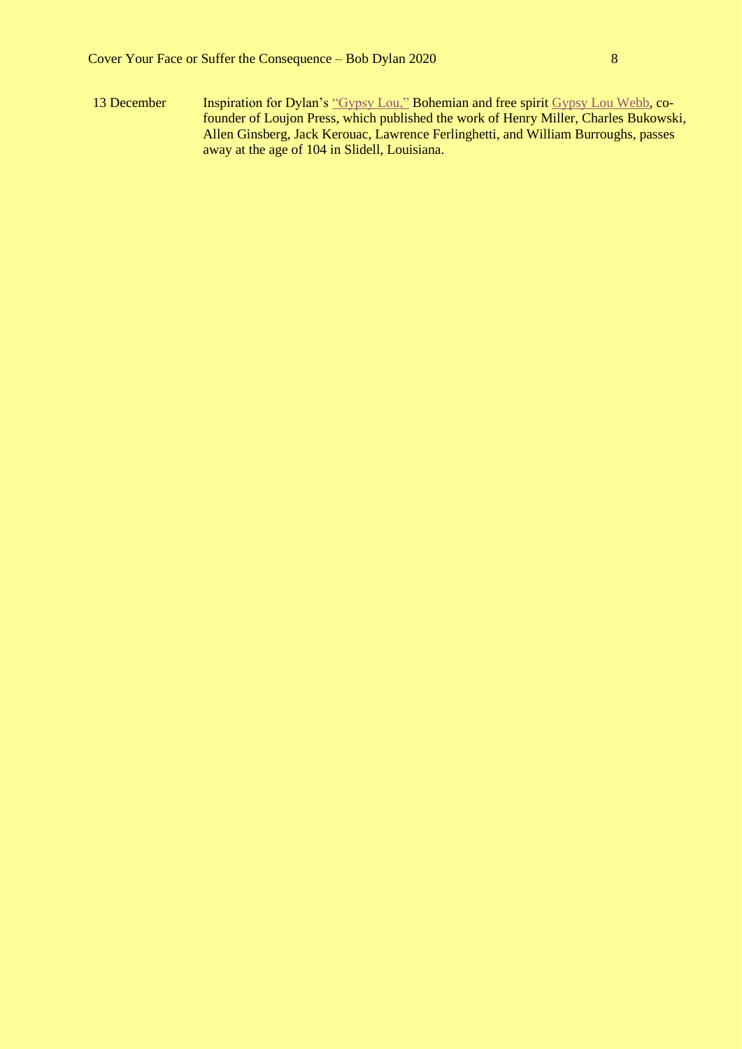13 December Inspiration for Dylan's "Gypsy Lou," Bohemian and free spirit Gypsy Lou Webb, co-founder of Loujon Press, which published the work of Henry Miller, Charles Bukowski, Allen Ginsberg, Jack Kerouac, Lawrence Ferlinghetti, and William Burroughs, passes away at the age of 104 in Slidell, Louisiana.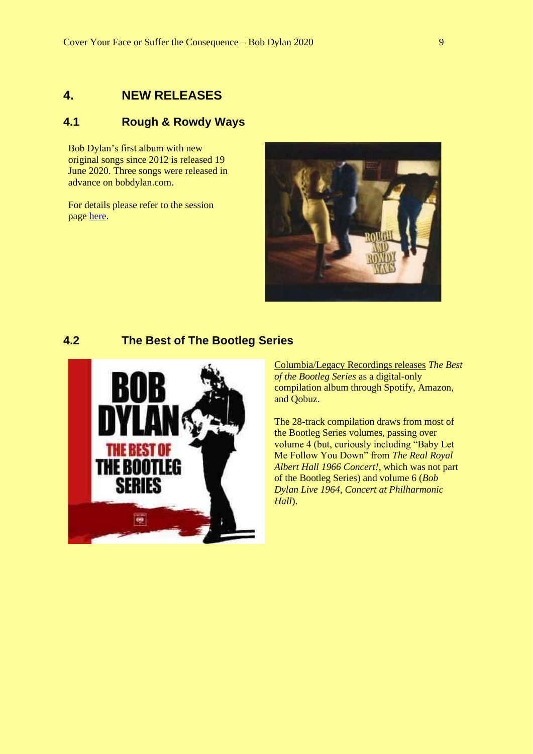## 4. NEW RELEASES

### 4.1 Rough & Rowdy Ways

Bob Dylan's first album with new original songs since 2012 is released 19 June 2020. Three songs were released in advance on bobdylan.com.

For details please refer to the session page here.

### 4.2 The Best of The Bootleg Series

Columbia/Legacy Recordings releases *The Best of the Bootleg Series* as a digital-only compilation album through Spotify, Amazon, and Qobuz.

The 28-track compilation draws from most of the Bootleg Series volumes, passing over volume 4 (but, curiously including "Baby Let Me Follow You Down" from *The Real Royal Albert Hall 1966 Concert!*, which was not part of the Bootleg Series) and volume 6 (*Bob Dylan Live 1964, Concert at Philharmonic Hall*).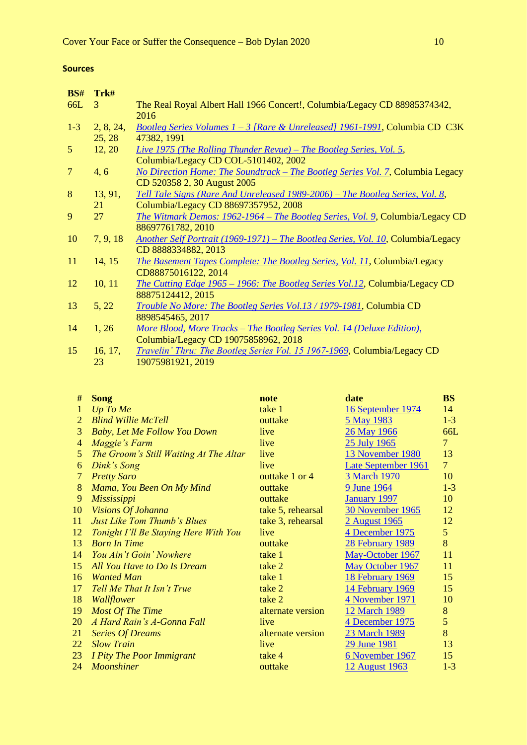**Sources**

| BS# | Trk# | |
|---|---|---|
| 66L | 3 | The Real Royal Albert Hall 1966 Concert!, Columbia/Legacy CD 88985374342, 2016 |
| 1-3 | 2, 8, 24, 25, 28 | *Bootleg Series Volumes 1 – 3 [Rare & Unreleased] 1961-1991*, Columbia CD C3K 47382, 1991 |
| 5 | 12, 20 | *Live 1975 (The Rolling Thunder Revue) – The Bootleg Series, Vol. 5*, Columbia/Legacy CD COL-5101402, 2002 |
| 7 | 4, 6 | *No Direction Home: The Soundtrack – The Bootleg Series Vol. 7*, Columbia Legacy CD 520358 2, 30 August 2005 |
| 8 | 13, 91, 21 | *Tell Tale Signs (Rare And Unreleased 1989-2006) – The Bootleg Series, Vol. 8*, Columbia/Legacy CD 88697357952, 2008 |
| 9 | 27 | *The Witmark Demos: 1962-1964 – The Bootleg Series, Vol. 9*, Columbia/Legacy CD 88697761782, 2010 |
| 10 | 7, 9, 18 | *Another Self Portrait (1969-1971) – The Bootleg Series, Vol. 10*, Columbia/Legacy CD 8888334882, 2013 |
| 11 | 14, 15 | *The Basement Tapes Complete: The Bootleg Series, Vol. 11*, Columbia/Legacy CD88875016122, 2014 |
| 12 | 10, 11 | *The Cutting Edge 1965 – 1966: The Bootleg Series Vol.12*, Columbia/Legacy CD 88875124412, 2015 |
| 13 | 5, 22 | *Trouble No More: The Bootleg Series Vol.13 / 1979-1981*, Columbia CD 8898545465, 2017 |
| 14 | 1, 26 | *More Blood, More Tracks – The Bootleg Series Vol. 14 (Deluxe Edition)*, Columbia/Legacy CD 19075858962, 2018 |
| 15 | 16, 17, 23 | *Travelin' Thru: The Bootleg Series Vol. 15 1967-1969*, Columbia/Legacy CD 19075981921, 2019 |

| # | Song | note | date | BS |
|---|---|---|---|---|
| 1 | *Up To Me* | take 1 | 16 September 1974 | 14 |
| 2 | *Blind Willie McTell* | outtake | 5 May 1983 | 1-3 |
| 3 | *Baby, Let Me Follow You Down* | live | 26 May 1966 | 66L |
| 4 | *Maggie's Farm* | live | 25 July 1965 | 7 |
| 5 | *The Groom's Still Waiting At The Altar* | live | 13 November 1980 | 13 |
| 6 | *Dink's Song* | live | Late September 1961 | 7 |
| 7 | *Pretty Saro* | outtake 1 or 4 | 3 March 1970 | 10 |
| 8 | *Mama, You Been On My Mind* | outtake | 9 June 1964 | 1-3 |
| 9 | *Mississippi* | outtake | January 1997 | 10 |
| 10 | *Visions Of Johanna* | take 5, rehearsal | 30 November 1965 | 12 |
| 11 | *Just Like Tom Thumb's Blues* | take 3, rehearsal | 2 August 1965 | 12 |
| 12 | *Tonight I'll Be Staying Here With You* | live | 4 December 1975 | 5 |
| 13 | *Born In Time* | outtake | 28 February 1989 | 8 |
| 14 | *You Ain't Goin' Nowhere* | take 1 | May-October 1967 | 11 |
| 15 | *All You Have to Do Is Dream* | take 2 | May October 1967 | 11 |
| 16 | *Wanted Man* | take 1 | 18 February 1969 | 15 |
| 17 | *Tell Me That It Isn't True* | take 2 | 14 February 1969 | 15 |
| 18 | *Wallflower* | take 2 | 4 November 1971 | 10 |
| 19 | *Most Of The Time* | alternate version | 12 March 1989 | 8 |
| 20 | *A Hard Rain's A-Gonna Fall* | live | 4 December 1975 | 5 |
| 21 | *Series Of Dreams* | alternate version | 23 March 1989 | 8 |
| 22 | *Slow Train* | live | 29 June 1981 | 13 |
| 23 | *I Pity The Poor Immigrant* | take 4 | 6 November 1967 | 15 |
| 24 | *Moonshiner* | outtake | 12 August 1963 | 1-3 |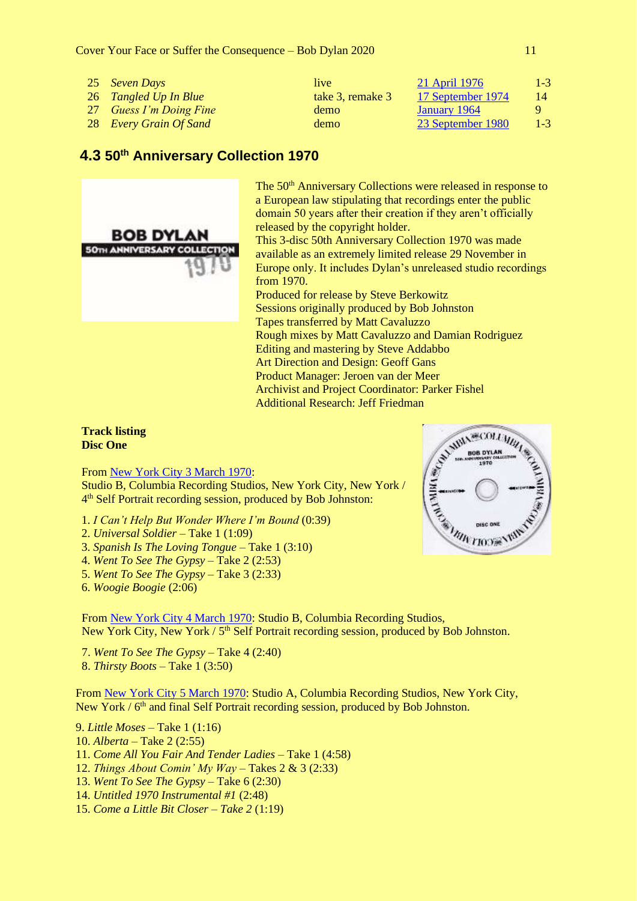| 25 | *Seven Days* | live | 21 April 1976 | 1-3 |
|---|---|---|---|---|
| 26 | *Tangled Up In Blue* | take 3, remake 3 | 17 September 1974 | 14 |
| 27 | *Guess I'm Doing Fine* | demo | January 1964 | 9 |
| 28 | *Every Grain Of Sand* | demo | 23 September 1980 | 1-3 |

## 4.3 50th Anniversary Collection 1970

The 50th Anniversary Collections were released in response to a European law stipulating that recordings enter the public domain 50 years after their creation if they aren't officially released by the copyright holder.
This 3-disc 50th Anniversary Collection 1970 was made available as an extremely limited release 29 November in Europe only. It includes Dylan's unreleased studio recordings from 1970.
Produced for release by Steve Berkowitz
Sessions originally produced by Bob Johnston
Tapes transferred by Matt Cavaluzzo
Rough mixes by Matt Cavaluzzo and Damian Rodriguez
Editing and mastering by Steve Addabbo
Art Direction and Design: Geoff Gans
Product Manager: Jeroen van der Meer
Archivist and Project Coordinator: Parker Fishel
Additional Research: Jeff Friedman

**Track listing**
**Disc One**

From New York City 3 March 1970:
Studio B, Columbia Recording Studios, New York City, New York / 4th Self Portrait recording session, produced by Bob Johnston:

1. *I Can't Help But Wonder Where I'm Bound* (0:39)
2. *Universal Soldier* – Take 1 (1:09)
3. *Spanish Is The Loving Tongue* – Take 1 (3:10)
4. *Went To See The Gypsy* – Take 2 (2:53)
5. *Went To See The Gypsy* – Take 3 (2:33)
6. *Woogie Boogie* (2:06)

From New York City 4 March 1970: Studio B, Columbia Recording Studios, New York City, New York / 5th Self Portrait recording session, produced by Bob Johnston.

7. *Went To See The Gypsy* – Take 4 (2:40)
8. *Thirsty Boots* – Take 1 (3:50)

From New York City 5 March 1970: Studio A, Columbia Recording Studios, New York City, New York / 6th and final Self Portrait recording session, produced by Bob Johnston.

9. *Little Moses* – Take 1 (1:16)
10. *Alberta* – Take 2 (2:55)
11. *Come All You Fair And Tender Ladies* – Take 1 (4:58)
12. *Things About Comin' My Way* – Takes 2 & 3 (2:33)
13. *Went To See The Gypsy* – Take 6 (2:30)
14. *Untitled 1970 Instrumental #1* (2:48)
15. *Come a Little Bit Closer – Take 2* (1:19)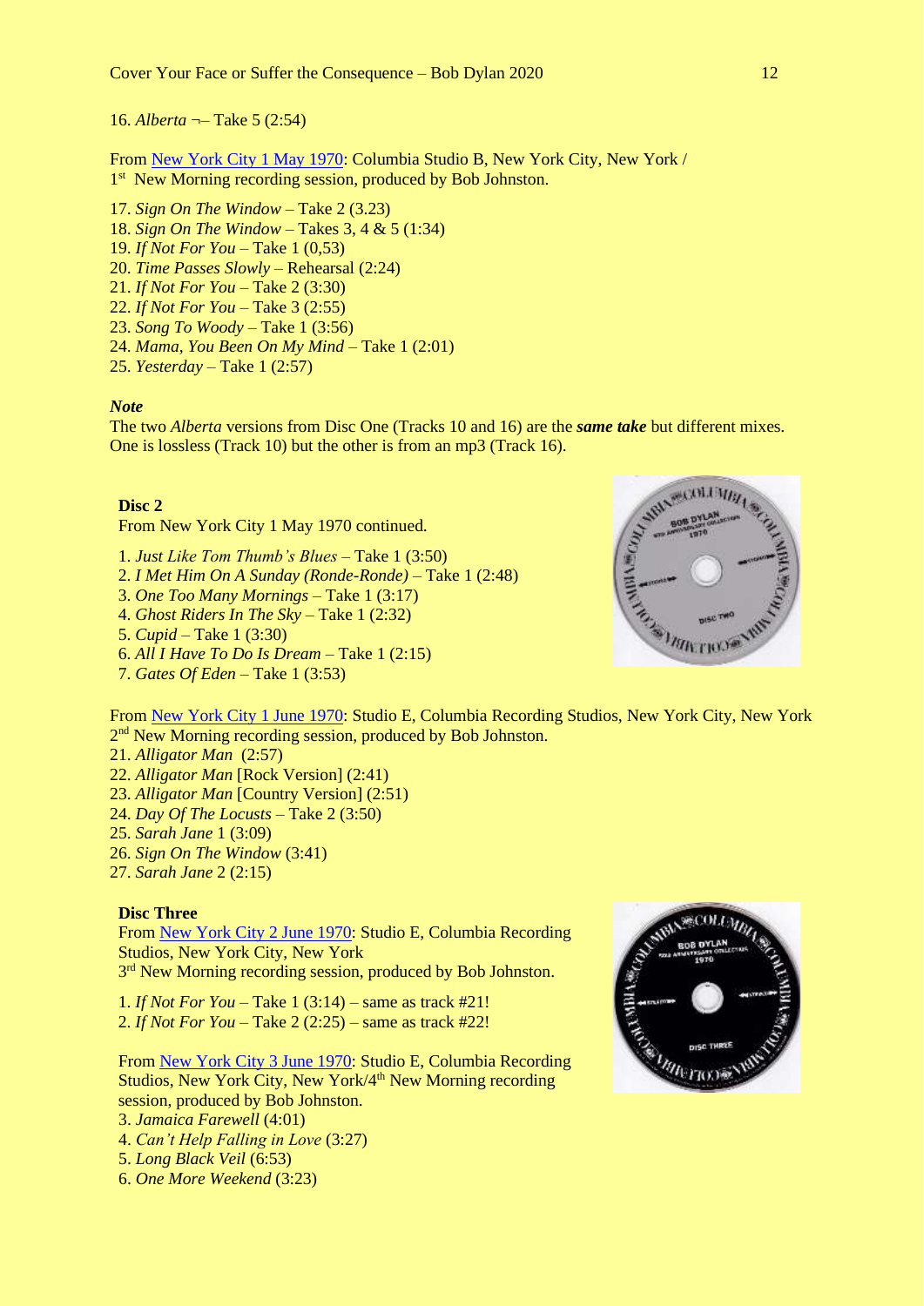16. *Alberta* ¬– Take 5 (2:54)

From [New York City 1 May 1970](): Columbia Studio B, New York City, New York / 1st New Morning recording session, produced by Bob Johnston.

17. *Sign On The Window* – Take 2 (3.23)
18. *Sign On The Window* – Takes 3, 4 & 5 (1:34)
19. *If Not For You* – Take 1 (0,53)
20. *Time Passes Slowly* – Rehearsal (2:24)
21. *If Not For You* – Take 2 (3:30)
22. *If Not For You* – Take 3 (2:55)
23. *Song To Woody* – Take 1 (3:56)
24. *Mama, You Been On My Mind* – Take 1 (2:01)
25. *Yesterday* – Take 1 (2:57)

***Note***

The two *Alberta* versions from Disc One (Tracks 10 and 16) are the ***same take*** but different mixes. One is lossless (Track 10) but the other is from an mp3 (Track 16).

**Disc 2**

From New York City 1 May 1970 continued.

1. *Just Like Tom Thumb's Blues* – Take 1 (3:50)
2. *I Met Him On A Sunday (Ronde-Ronde)* – Take 1 (2:48)
3. *One Too Many Mornings* – Take 1 (3:17)
4. *Ghost Riders In The Sky* – Take 1 (2:32)
5. *Cupid* – Take 1 (3:30)
6. *All I Have To Do Is Dream* – Take 1 (2:15)
7. *Gates Of Eden* – Take 1 (3:53)

From [New York City 1 June 1970](): Studio E, Columbia Recording Studios, New York City, New York 2nd New Morning recording session, produced by Bob Johnston.

21. *Alligator Man* (2:57)
22. *Alligator Man* [Rock Version] (2:41)
23. *Alligator Man* [Country Version] (2:51)
24. *Day Of The Locusts* – Take 2 (3:50)
25. *Sarah Jane* 1 (3:09)
26. *Sign On The Window* (3:41)
27. *Sarah Jane* 2 (2:15)

**Disc Three**

From [New York City 2 June 1970](): Studio E, Columbia Recording Studios, New York City, New York
3rd New Morning recording session, produced by Bob Johnston.

1. *If Not For You* – Take 1 (3:14) – same as track #21!
2. *If Not For You* – Take 2 (2:25) – same as track #22!

From [New York City 3 June 1970](): Studio E, Columbia Recording Studios, New York City, New York/4th New Morning recording session, produced by Bob Johnston.

3. *Jamaica Farewell* (4:01)
4. *Can't Help Falling in Love* (3:27)
5. *Long Black Veil* (6:53)
6. *One More Weekend* (3:23)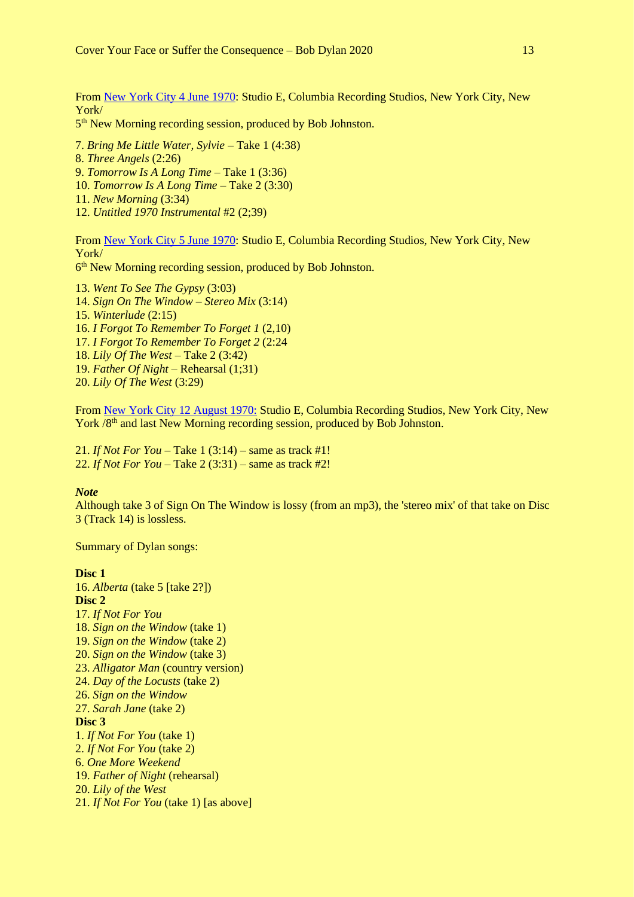From New York City 4 June 1970: Studio E, Columbia Recording Studios, New York City, New York/
5th New Morning recording session, produced by Bob Johnston.

7. *Bring Me Little Water, Sylvie* – Take 1 (4:38)
8. *Three Angels* (2:26)
9. *Tomorrow Is A Long Time* – Take 1 (3:36)
10. *Tomorrow Is A Long Time* – Take 2 (3:30)
11. *New Morning* (3:34)
12. *Untitled 1970 Instrumental* #2 (2;39)

From New York City 5 June 1970: Studio E, Columbia Recording Studios, New York City, New York/
6th New Morning recording session, produced by Bob Johnston.

13. *Went To See The Gypsy* (3:03)
14. *Sign On The Window – Stereo Mix* (3:14)
15. *Winterlude* (2:15)
16. *I Forgot To Remember To Forget 1* (2,10)
17. *I Forgot To Remember To Forget 2* (2:24
18. *Lily Of The West* – Take 2 (3:42)
19. *Father Of Night* – Rehearsal (1;31)
20. *Lily Of The West* (3:29)

From New York City 12 August 1970: Studio E, Columbia Recording Studios, New York City, New York /8th and last New Morning recording session, produced by Bob Johnston.

21. *If Not For You* – Take 1 (3:14) – same as track #1!
22. *If Not For You* – Take 2 (3:31) – same as track #2!

***Note***

Although take 3 of Sign On The Window is lossy (from an mp3), the 'stereo mix' of that take on Disc 3 (Track 14) is lossless.

Summary of Dylan songs:

**Disc 1**

16. *Alberta* (take 5 [take 2?])

**Disc 2**

17. *If Not For You*
18. *Sign on the Window* (take 1)
19. *Sign on the Window* (take 2)
20. *Sign on the Window* (take 3)
23. *Alligator Man* (country version)
24. *Day of the Locusts* (take 2)
26. *Sign on the Window*
27. *Sarah Jane* (take 2)

**Disc 3**

1. *If Not For You* (take 1)
2. *If Not For You* (take 2)
6. *One More Weekend*
19. *Father of Night* (rehearsal)
20. *Lily of the West*
21. *If Not For You* (take 1) [as above]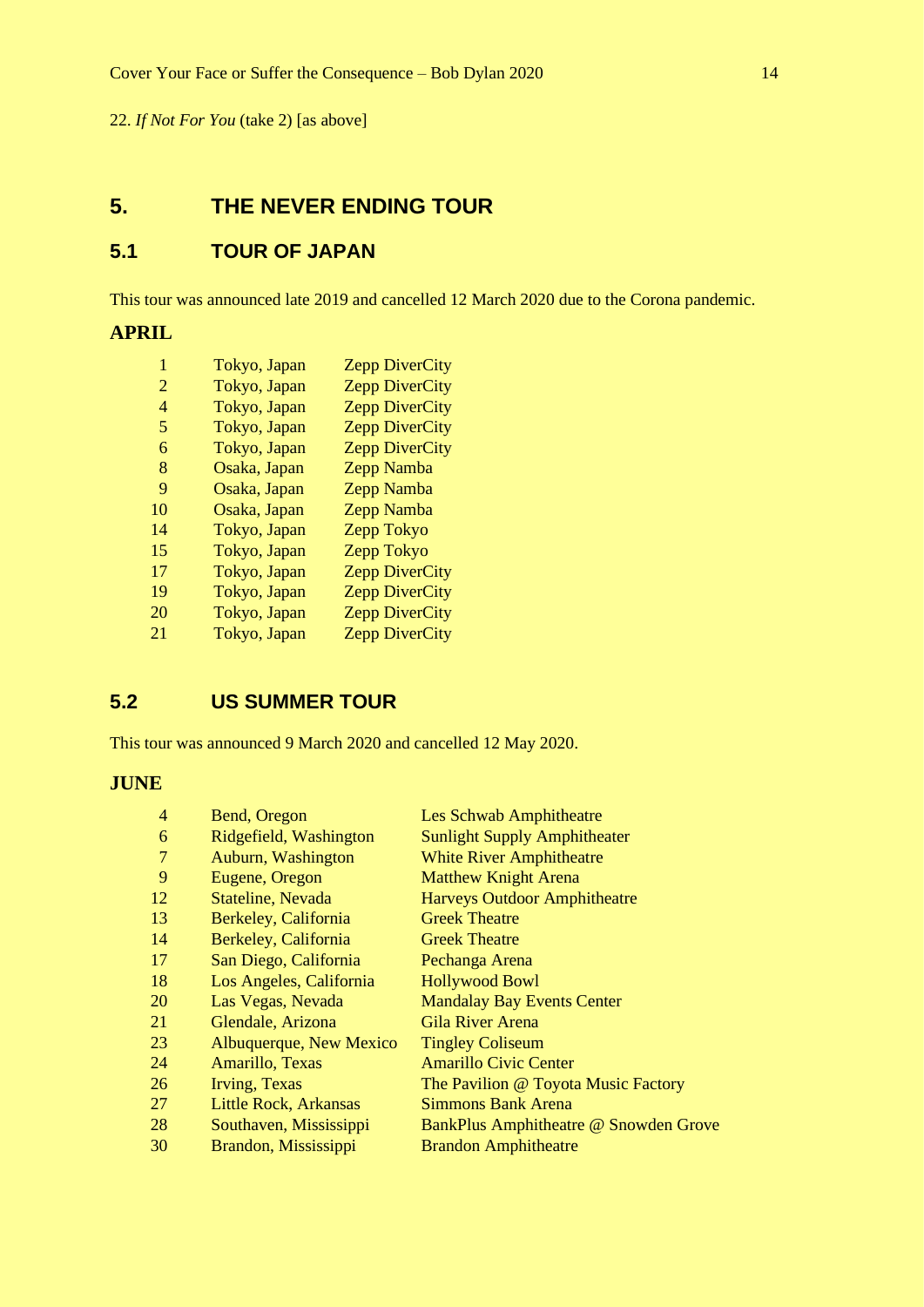22. *If Not For You* (take 2) [as above]

# 5. THE NEVER ENDING TOUR

## 5.1 TOUR OF JAPAN

This tour was announced late 2019 and cancelled 12 March 2020 due to the Corona pandemic.

### APRIL

| | | |
|---|---|---|
| 1 | Tokyo, Japan | Zepp DiverCity |
| 2 | Tokyo, Japan | Zepp DiverCity |
| 4 | Tokyo, Japan | Zepp DiverCity |
| 5 | Tokyo, Japan | Zepp DiverCity |
| 6 | Tokyo, Japan | Zepp DiverCity |
| 8 | Osaka, Japan | Zepp Namba |
| 9 | Osaka, Japan | Zepp Namba |
| 10 | Osaka, Japan | Zepp Namba |
| 14 | Tokyo, Japan | Zepp Tokyo |
| 15 | Tokyo, Japan | Zepp Tokyo |
| 17 | Tokyo, Japan | Zepp DiverCity |
| 19 | Tokyo, Japan | Zepp DiverCity |
| 20 | Tokyo, Japan | Zepp DiverCity |
| 21 | Tokyo, Japan | Zepp DiverCity |

## 5.2 US SUMMER TOUR

This tour was announced 9 March 2020 and cancelled 12 May 2020.

### JUNE

| | | |
|---|---|---|
| 4 | Bend, Oregon | Les Schwab Amphitheatre |
| 6 | Ridgefield, Washington | Sunlight Supply Amphitheater |
| 7 | Auburn, Washington | White River Amphitheatre |
| 9 | Eugene, Oregon | Matthew Knight Arena |
| 12 | Stateline, Nevada | Harveys Outdoor Amphitheatre |
| 13 | Berkeley, California | Greek Theatre |
| 14 | Berkeley, California | Greek Theatre |
| 17 | San Diego, California | Pechanga Arena |
| 18 | Los Angeles, California | Hollywood Bowl |
| 20 | Las Vegas, Nevada | Mandalay Bay Events Center |
| 21 | Glendale, Arizona | Gila River Arena |
| 23 | Albuquerque, New Mexico | Tingley Coliseum |
| 24 | Amarillo, Texas | Amarillo Civic Center |
| 26 | Irving, Texas | The Pavilion @ Toyota Music Factory |
| 27 | Little Rock, Arkansas | Simmons Bank Arena |
| 28 | Southaven, Mississippi | BankPlus Amphitheatre @ Snowden Grove |
| 30 | Brandon, Mississippi | Brandon Amphitheatre |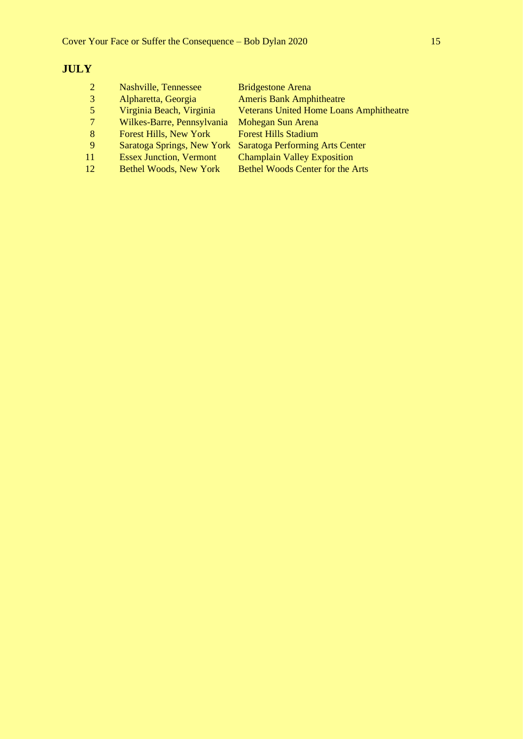## JULY

| | | |
|---|---|---|
| 2 | Nashville, Tennessee | Bridgestone Arena |
| 3 | Alpharetta, Georgia | Ameris Bank Amphitheatre |
| 5 | Virginia Beach, Virginia | Veterans United Home Loans Amphitheatre |
| 7 | Wilkes-Barre, Pennsylvania | Mohegan Sun Arena |
| 8 | Forest Hills, New York | Forest Hills Stadium |
| 9 | Saratoga Springs, New York | Saratoga Performing Arts Center |
| 11 | Essex Junction, Vermont | Champlain Valley Exposition |
| 12 | Bethel Woods, New York | Bethel Woods Center for the Arts |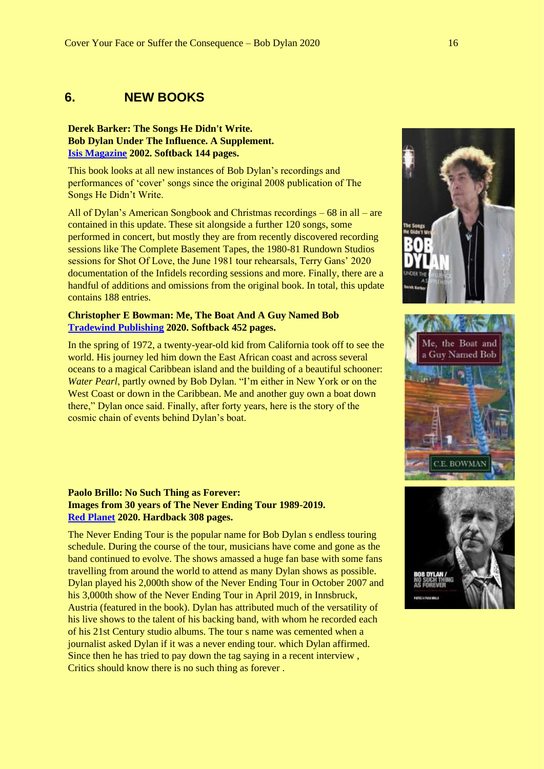## 6. NEW BOOKS

**Derek Barker: The Songs He Didn't Write.**
**Bob Dylan Under The Influence. A Supplement.**
**[Isis Magazine](#) 2002. Softback 144 pages.**

This book looks at all new instances of Bob Dylan's recordings and performances of 'cover' songs since the original 2008 publication of The Songs He Didn't Write.

All of Dylan's American Songbook and Christmas recordings – 68 in all – are contained in this update. These sit alongside a further 120 songs, some performed in concert, but mostly they are from recently discovered recording sessions like The Complete Basement Tapes, the 1980-81 Rundown Studios sessions for Shot Of Love, the June 1981 tour rehearsals, Terry Gans' 2020 documentation of the Infidels recording sessions and more. Finally, there are a handful of additions and omissions from the original book. In total, this update contains 188 entries.

**Christopher E Bowman: Me, The Boat And A Guy Named Bob**
**[Tradewind Publishing](#) 2020. Softback 452 pages.**

In the spring of 1972, a twenty-year-old kid from California took off to see the world. His journey led him down the East African coast and across several oceans to a magical Caribbean island and the building of a beautiful schooner: *Water Pearl*, partly owned by Bob Dylan. "I'm either in New York or on the West Coast or down in the Caribbean. Me and another guy own a boat down there," Dylan once said. Finally, after forty years, here is the story of the cosmic chain of events behind Dylan's boat.

**Paolo Brillo: No Such Thing as Forever:**
**Images from 30 years of The Never Ending Tour 1989-2019.**
**[Red Planet](#) 2020. Hardback 308 pages.**

The Never Ending Tour is the popular name for Bob Dylan s endless touring schedule. During the course of the tour, musicians have come and gone as the band continued to evolve. The shows amassed a huge fan base with some fans travelling from around the world to attend as many Dylan shows as possible. Dylan played his 2,000th show of the Never Ending Tour in October 2007 and his 3,000th show of the Never Ending Tour in April 2019, in Innsbruck, Austria (featured in the book). Dylan has attributed much of the versatility of his live shows to the talent of his backing band, with whom he recorded each of his 21st Century studio albums. The tour s name was cemented when a journalist asked Dylan if it was a never ending tour. which Dylan affirmed. Since then he has tried to pay down the tag saying in a recent interview , Critics should know there is no such thing as forever .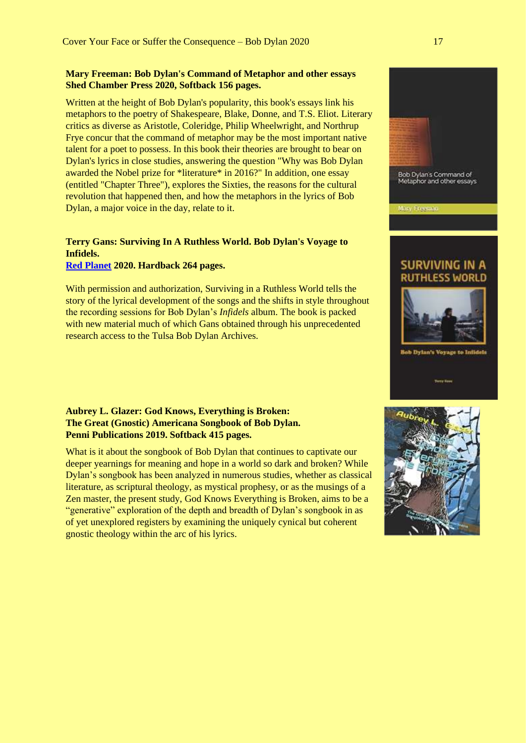**Mary Freeman: Bob Dylan's Command of Metaphor and other essays**
**Shed Chamber Press 2020, Softback 156 pages.**

Written at the height of Bob Dylan's popularity, this book's essays link his metaphors to the poetry of Shakespeare, Blake, Donne, and T.S. Eliot. Literary critics as diverse as Aristotle, Coleridge, Philip Wheelwright, and Northrup Frye concur that the command of metaphor may be the most important native talent for a poet to possess. In this book their theories are brought to bear on Dylan's lyrics in close studies, answering the question "Why was Bob Dylan awarded the Nobel prize for *literature* in 2016?" In addition, one essay (entitled "Chapter Three"), explores the Sixties, the reasons for the cultural revolution that happened then, and how the metaphors in the lyrics of Bob Dylan, a major voice in the day, relate to it.

**Terry Gans: Surviving In A Ruthless World. Bob Dylan's Voyage to Infidels.**
**Red Planet 2020. Hardback 264 pages.**

With permission and authorization, Surviving in a Ruthless World tells the story of the lyrical development of the songs and the shifts in style throughout the recording sessions for Bob Dylan's *Infidels* album. The book is packed with new material much of which Gans obtained through his unprecedented research access to the Tulsa Bob Dylan Archives.

**Aubrey L. Glazer: God Knows, Everything is Broken:**
**The Great (Gnostic) Americana Songbook of Bob Dylan.**
**Penni Publications 2019. Softback 415 pages.**

What is it about the songbook of Bob Dylan that continues to captivate our deeper yearnings for meaning and hope in a world so dark and broken? While Dylan's songbook has been analyzed in numerous studies, whether as classical literature, as scriptural theology, as mystical prophesy, or as the musings of a Zen master, the present study, God Knows Everything is Broken, aims to be a "generative" exploration of the depth and breadth of Dylan's songbook in as of yet unexplored registers by examining the uniquely cynical but coherent gnostic theology within the arc of his lyrics.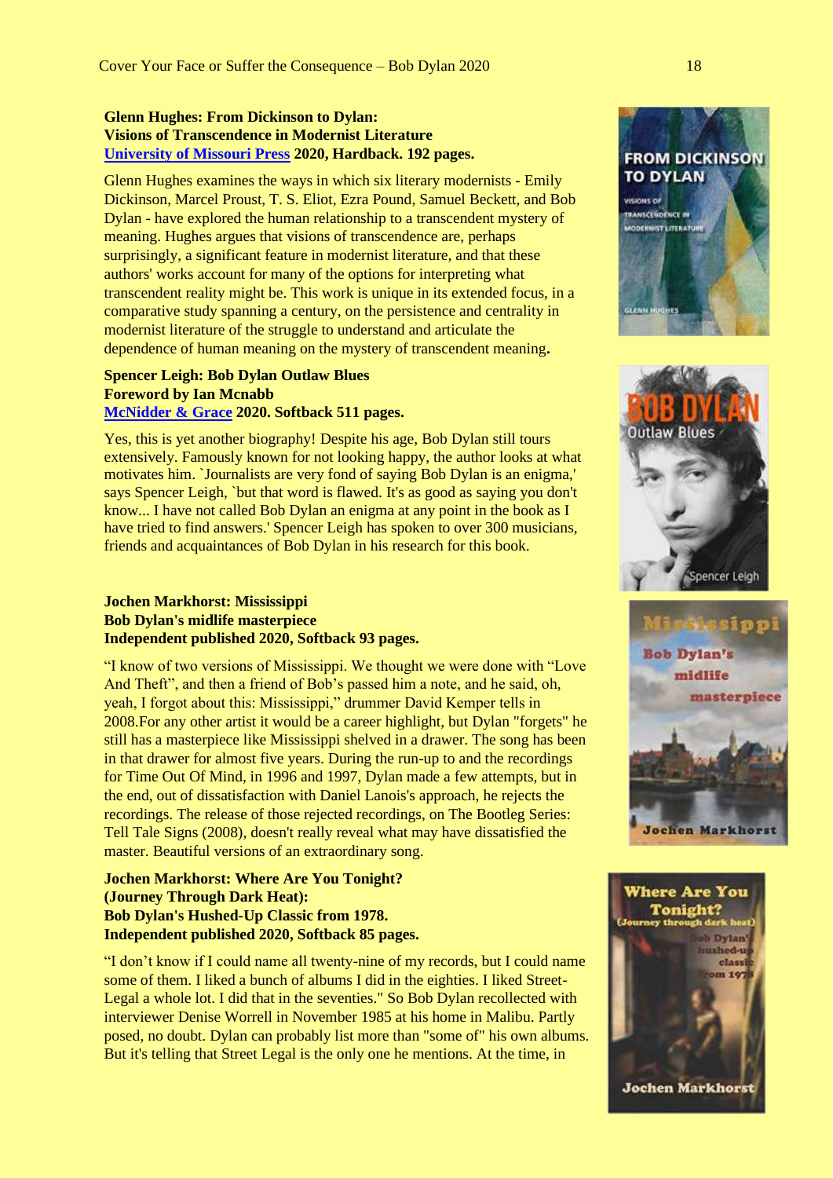**Glenn Hughes: From Dickinson to Dylan:**
**Visions of Transcendence in Modernist Literature**
**University of Missouri Press 2020, Hardback. 192 pages.**

Glenn Hughes examines the ways in which six literary modernists - Emily Dickinson, Marcel Proust, T. S. Eliot, Ezra Pound, Samuel Beckett, and Bob Dylan - have explored the human relationship to a transcendent mystery of meaning. Hughes argues that visions of transcendence are, perhaps surprisingly, a significant feature in modernist literature, and that these authors' works account for many of the options for interpreting what transcendent reality might be. This work is unique in its extended focus, in a comparative study spanning a century, on the persistence and centrality in modernist literature of the struggle to understand and articulate the dependence of human meaning on the mystery of transcendent meaning.

**Spencer Leigh: Bob Dylan Outlaw Blues**
**Foreword by Ian Mcnabb**
**McNidder & Grace 2020. Softback 511 pages.**

Yes, this is yet another biography! Despite his age, Bob Dylan still tours extensively. Famously known for not looking happy, the author looks at what motivates him. `Journalists are very fond of saying Bob Dylan is an enigma,' says Spencer Leigh, `but that word is flawed. It's as good as saying you don't know... I have not called Bob Dylan an enigma at any point in the book as I have tried to find answers.' Spencer Leigh has spoken to over 300 musicians, friends and acquaintances of Bob Dylan in his research for this book.

**Jochen Markhorst: Mississippi**
**Bob Dylan's midlife masterpiece**
**Independent published 2020, Softback 93 pages.**

"I know of two versions of Mississippi. We thought we were done with "Love And Theft", and then a friend of Bob's passed him a note, and he said, oh, yeah, I forgot about this: Mississippi," drummer David Kemper tells in 2008.For any other artist it would be a career highlight, but Dylan "forgets" he still has a masterpiece like Mississippi shelved in a drawer. The song has been in that drawer for almost five years. During the run-up to and the recordings for Time Out Of Mind, in 1996 and 1997, Dylan made a few attempts, but in the end, out of dissatisfaction with Daniel Lanois's approach, he rejects the recordings. The release of those rejected recordings, on The Bootleg Series: Tell Tale Signs (2008), doesn't really reveal what may have dissatisfied the master. Beautiful versions of an extraordinary song.

**Jochen Markhorst: Where Are You Tonight?**
**(Journey Through Dark Heat):**
**Bob Dylan's Hushed-Up Classic from 1978.**
**Independent published 2020, Softback 85 pages.**

"I don't know if I could name all twenty-nine of my records, but I could name some of them. I liked a bunch of albums I did in the eighties. I liked Street-Legal a whole lot. I did that in the seventies." So Bob Dylan recollected with interviewer Denise Worrell in November 1985 at his home in Malibu. Partly posed, no doubt. Dylan can probably list more than "some of" his own albums. But it's telling that Street Legal is the only one he mentions. At the time, in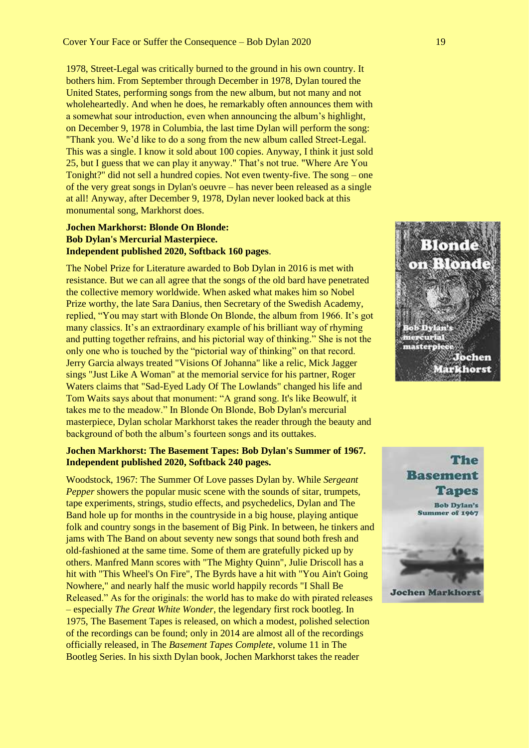1978, Street-Legal was critically burned to the ground in his own country. It bothers him. From September through December in 1978, Dylan toured the United States, performing songs from the new album, but not many and not wholeheartedly. And when he does, he remarkably often announces them with a somewhat sour introduction, even when announcing the album's highlight, on December 9, 1978 in Columbia, the last time Dylan will perform the song: "Thank you. We'd like to do a song from the new album called Street-Legal. This was a single. I know it sold about 100 copies. Anyway, I think it just sold 25, but I guess that we can play it anyway." That's not true. "Where Are You Tonight?" did not sell a hundred copies. Not even twenty-five. The song – one of the very great songs in Dylan's oeuvre – has never been released as a single at all! Anyway, after December 9, 1978, Dylan never looked back at this monumental song, Markhorst does.

**Jochen Markhorst: Blonde On Blonde:**
**Bob Dylan's Mercurial Masterpiece.**
**Independent published 2020, Softback 160 pages**.

The Nobel Prize for Literature awarded to Bob Dylan in 2016 is met with resistance. But we can all agree that the songs of the old bard have penetrated the collective memory worldwide. When asked what makes him so Nobel Prize worthy, the late Sara Danius, then Secretary of the Swedish Academy, replied, "You may start with Blonde On Blonde, the album from 1966. It's got many classics. It's an extraordinary example of his brilliant way of rhyming and putting together refrains, and his pictorial way of thinking." She is not the only one who is touched by the "pictorial way of thinking" on that record. Jerry Garcia always treated "Visions Of Johanna" like a relic, Mick Jagger sings "Just Like A Woman" at the memorial service for his partner, Roger Waters claims that "Sad-Eyed Lady Of The Lowlands" changed his life and Tom Waits says about that monument: "A grand song. It's like Beowulf, it takes me to the meadow." In Blonde On Blonde, Bob Dylan's mercurial masterpiece, Dylan scholar Markhorst takes the reader through the beauty and background of both the album's fourteen songs and its outtakes.

**Jochen Markhorst: The Basement Tapes: Bob Dylan's Summer of 1967.**
**Independent published 2020, Softback 240 pages.**

Woodstock, 1967: The Summer Of Love passes Dylan by. While *Sergeant Pepper* showers the popular music scene with the sounds of sitar, trumpets, tape experiments, strings, studio effects, and psychedelics, Dylan and The Band hole up for months in the countryside in a big house, playing antique folk and country songs in the basement of Big Pink. In between, he tinkers and jams with The Band on about seventy new songs that sound both fresh and old-fashioned at the same time. Some of them are gratefully picked up by others. Manfred Mann scores with "The Mighty Quinn", Julie Driscoll has a hit with "This Wheel's On Fire", The Byrds have a hit with "You Ain't Going Nowhere," and nearly half the music world happily records "I Shall Be Released." As for the originals: the world has to make do with pirated releases – especially *The Great White Wonder*, the legendary first rock bootleg. In 1975, The Basement Tapes is released, on which a modest, polished selection of the recordings can be found; only in 2014 are almost all of the recordings officially released, in The *Basement Tapes Complete*, volume 11 in The Bootleg Series. In his sixth Dylan book, Jochen Markhorst takes the reader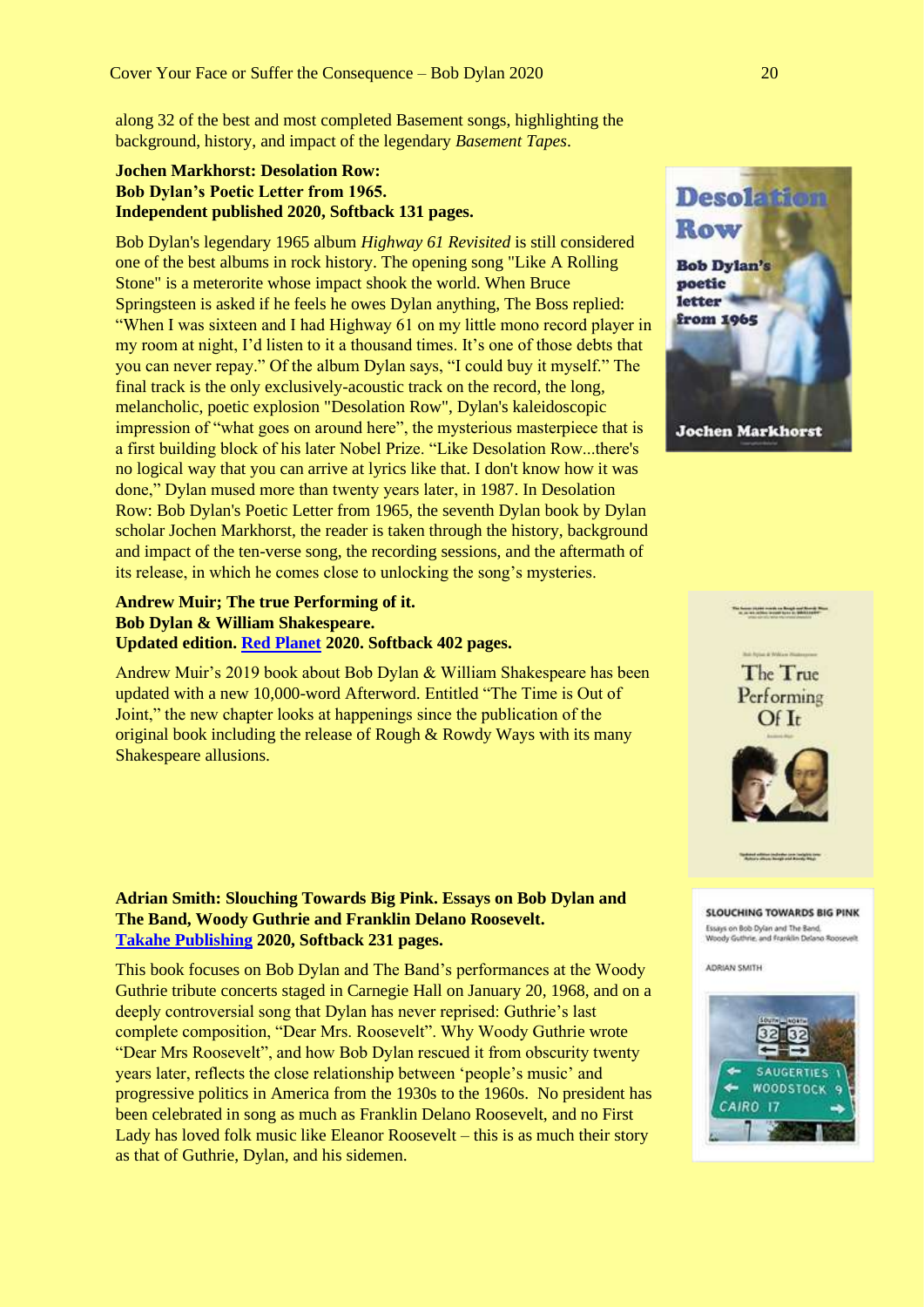along 32 of the best and most completed Basement songs, highlighting the background, history, and impact of the legendary *Basement Tapes*.

**Jochen Markhorst: Desolation Row:**
**Bob Dylan's Poetic Letter from 1965.**
**Independent published 2020, Softback 131 pages.**

Bob Dylan's legendary 1965 album *Highway 61 Revisited* is still considered one of the best albums in rock history. The opening song "Like A Rolling Stone" is a meterorite whose impact shook the world. When Bruce Springsteen is asked if he feels he owes Dylan anything, The Boss replied: "When I was sixteen and I had Highway 61 on my little mono record player in my room at night, I'd listen to it a thousand times. It's one of those debts that you can never repay." Of the album Dylan says, "I could buy it myself." The final track is the only exclusively-acoustic track on the record, the long, melancholic, poetic explosion "Desolation Row", Dylan's kaleidoscopic impression of "what goes on around here", the mysterious masterpiece that is a first building block of his later Nobel Prize. "Like Desolation Row...there's no logical way that you can arrive at lyrics like that. I don't know how it was done," Dylan mused more than twenty years later, in 1987. In Desolation Row: Bob Dylan's Poetic Letter from 1965, the seventh Dylan book by Dylan scholar Jochen Markhorst, the reader is taken through the history, background and impact of the ten-verse song, the recording sessions, and the aftermath of its release, in which he comes close to unlocking the song's mysteries.

**Andrew Muir; The true Performing of it.**
**Bob Dylan & William Shakespeare.**
**Updated edition. Red Planet 2020. Softback 402 pages.**

Andrew Muir's 2019 book about Bob Dylan & William Shakespeare has been updated with a new 10,000-word Afterword. Entitled "The Time is Out of Joint," the new chapter looks at happenings since the publication of the original book including the release of Rough & Rowdy Ways with its many Shakespeare allusions.

**Adrian Smith: Slouching Towards Big Pink. Essays on Bob Dylan and The Band, Woody Guthrie and Franklin Delano Roosevelt.**
**Takahe Publishing 2020, Softback 231 pages.**

This book focuses on Bob Dylan and The Band's performances at the Woody Guthrie tribute concerts staged in Carnegie Hall on January 20, 1968, and on a deeply controversial song that Dylan has never reprised: Guthrie's last complete composition, "Dear Mrs. Roosevelt". Why Woody Guthrie wrote "Dear Mrs Roosevelt", and how Bob Dylan rescued it from obscurity twenty years later, reflects the close relationship between 'people's music' and progressive politics in America from the 1930s to the 1960s. No president has been celebrated in song as much as Franklin Delano Roosevelt, and no First Lady has loved folk music like Eleanor Roosevelt – this is as much their story as that of Guthrie, Dylan, and his sidemen.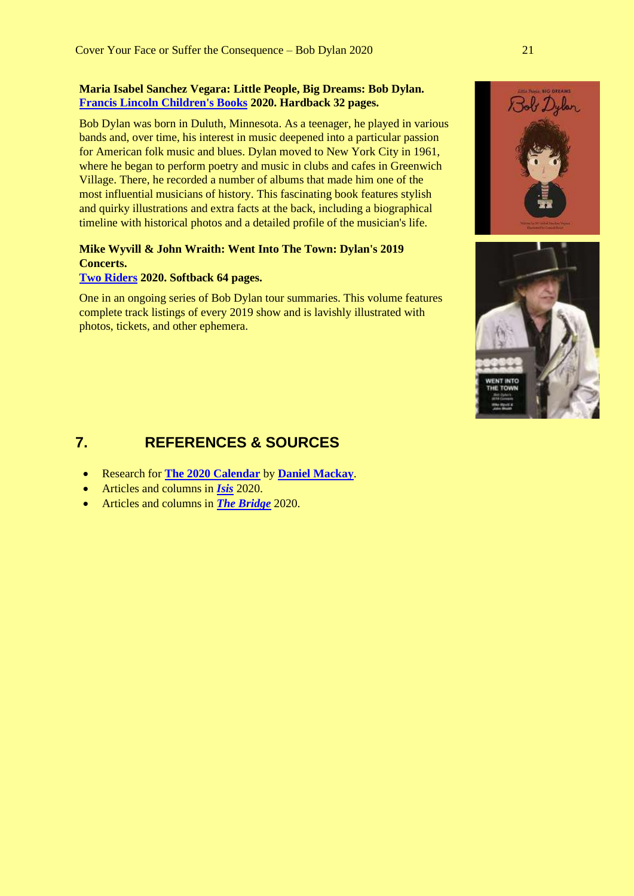**Maria Isabel Sanchez Vegara: Little People, Big Dreams: Bob Dylan. Francis Lincoln Children's Books 2020. Hardback 32 pages.**

Bob Dylan was born in Duluth, Minnesota. As a teenager, he played in various bands and, over time, his interest in music deepened into a particular passion for American folk music and blues. Dylan moved to New York City in 1961, where he began to perform poetry and music in clubs and cafes in Greenwich Village. There, he recorded a number of albums that made him one of the most influential musicians of history. This fascinating book features stylish and quirky illustrations and extra facts at the back, including a biographical timeline with historical photos and a detailed profile of the musician's life.

**Mike Wyvill & John Wraith: Went Into The Town: Dylan's 2019 Concerts. Two Riders 2020. Softback 64 pages.**

One in an ongoing series of Bob Dylan tour summaries. This volume features complete track listings of every 2019 show and is lavishly illustrated with photos, tickets, and other ephemera.

## 7. REFERENCES & SOURCES

- Research for **The 2020 Calendar** by **Daniel Mackay**.
- Articles and columns in ***Isis*** 2020.
- Articles and columns in ***The Bridge*** 2020.